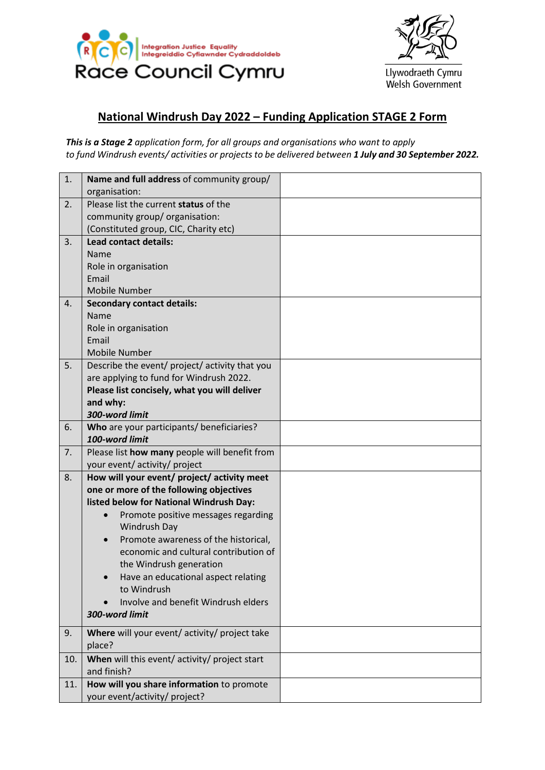Race Council Cymru

Integration Justice Equality
Integreiddio Cyfiawnder Cydraddoldeb

Llywodraeth Cymru
Welsh Government

# National Windrush Day 2022 – Funding Application STAGE 2 Form

***This is a Stage 2** application form, for all groups and organisations who want to apply to fund Windrush events/ activities or projects to be delivered between **1 July and 30 September 2022.***

| | | |
|---|---|---|
| 1. | **Name and full address** of community group/ organisation: | |
| 2. | Please list the current **status** of the community group/ organisation: (Constituted group, CIC, Charity etc) | |
| 3. | **Lead contact details:**<br>Name<br>Role in organisation<br>Email<br>Mobile Number | |
| 4. | **Secondary contact details:**<br>Name<br>Role in organisation<br>Email<br>Mobile Number | |
| 5. | Describe the event/ project/ activity that you are applying to fund for Windrush 2022. **Please list concisely, what you will deliver and why:**<br>***300-word limit*** | |
| 6. | **Who** are your participants/ beneficiaries?<br>***100-word limit*** | |
| 7. | Please list **how many** people will benefit from your event/ activity/ project | |
| 8. | **How will your event/ project/ activity meet one or more of the following objectives listed below for National Windrush Day:**<br>• Promote positive messages regarding Windrush Day<br>• Promote awareness of the historical, economic and cultural contribution of the Windrush generation<br>• Have an educational aspect relating to Windrush<br>• Involve and benefit Windrush elders<br>***300-word limit*** | |
| 9. | **Where** will your event/ activity/ project take place? | |
| 10. | **When** will this event/ activity/ project start and finish? | |
| 11. | **How will you share information** to promote your event/activity/ project? | |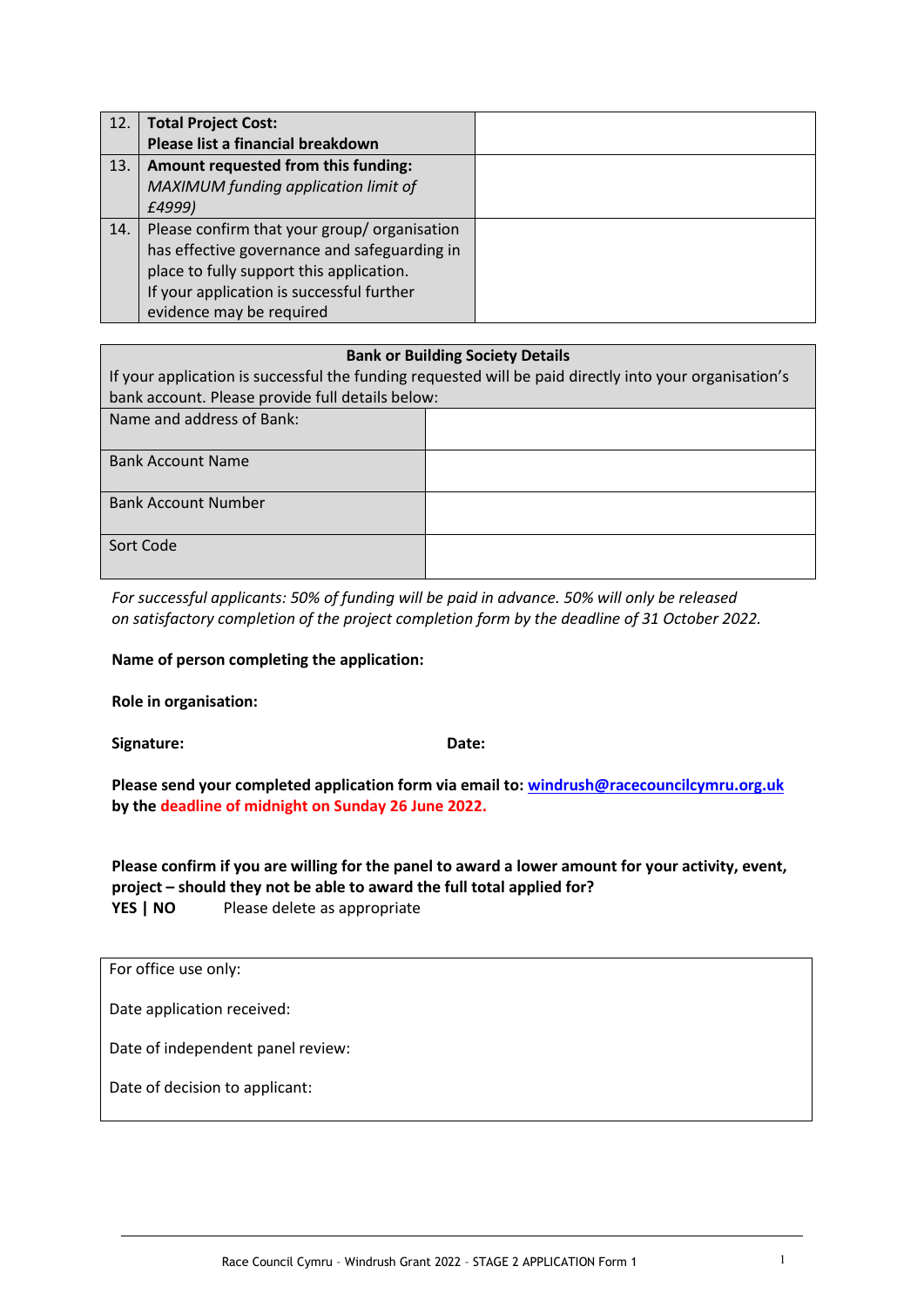| | | |
|---|---|---|
| 12. | **Total Project Cost:**<br>**Please list a financial breakdown** | |
| 13. | **Amount requested from this funding:**<br>*MAXIMUM funding application limit of £4999)* | |
| 14. | Please confirm that your group/ organisation has effective governance and safeguarding in place to fully support this application.<br>If your application is successful further evidence may be required | |

| **Bank or Building Society Details**<br>If your application is successful the funding requested will be paid directly into your organisation's bank account. Please provide full details below: | |
|---|---|
| Name and address of Bank: | |
| Bank Account Name | |
| Bank Account Number | |
| Sort Code | |

*For successful applicants: 50% of funding will be paid in advance. 50% will only be released on satisfactory completion of the project completion form by the deadline of 31 October 2022.*

**Name of person completing the application:**

**Role in organisation:**

**Signature:** **Date:**

**Please send your completed application form via email to: windrush@racecouncilcymru.org.uk by the deadline of midnight on Sunday 26 June 2022.**

**Please confirm if you are willing for the panel to award a lower amount for your activity, event, project – should they not be able to award the full total applied for?**

**YES | NO** Please delete as appropriate

For office use only:

Date application received:

Date of independent panel review:

Date of decision to applicant: